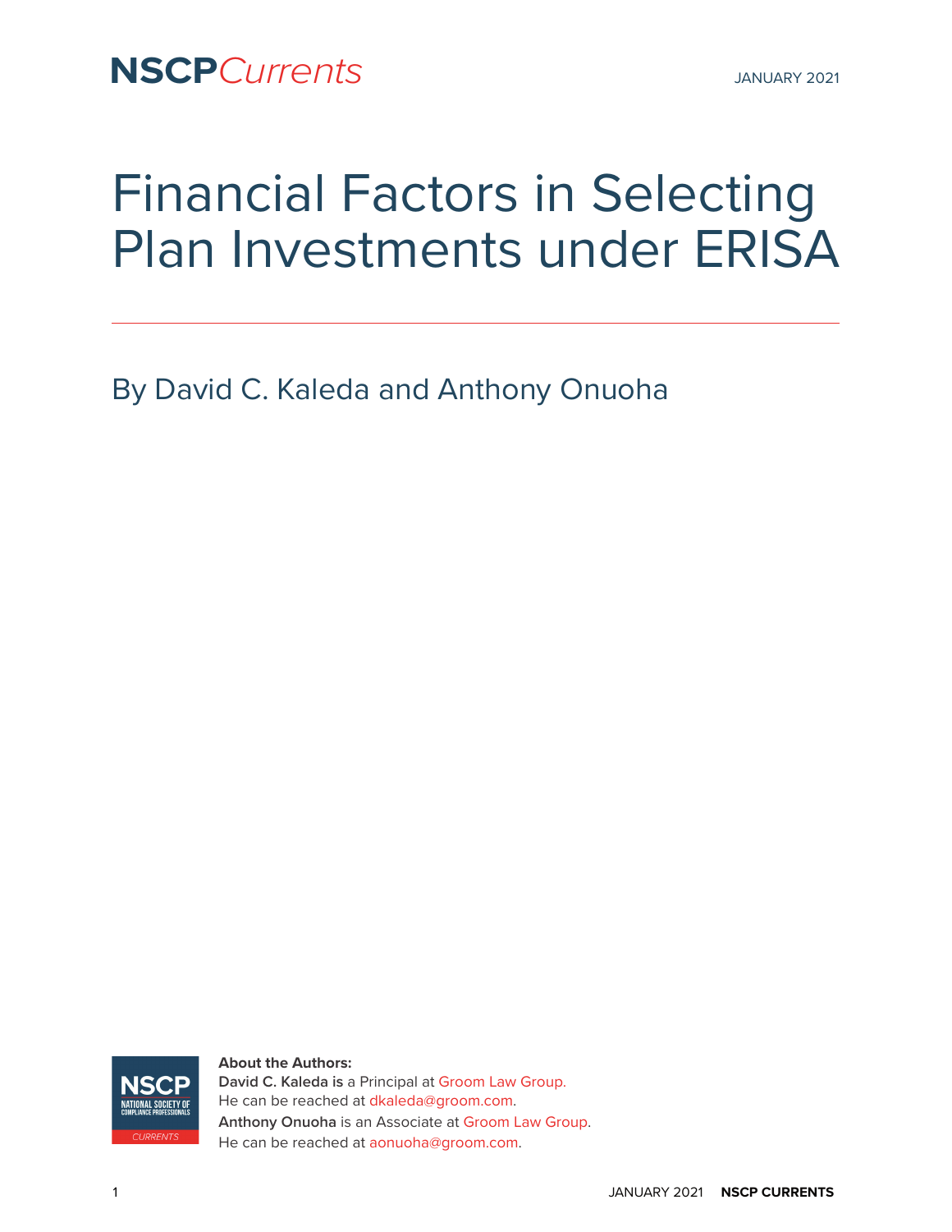NSCP*Currents*

JANUARY 2021

# Financial Factors in Selecting Plan Investments under ERISA

By David C. Kaleda and Anthony Onuoha

**About the Authors:**
**David C. Kaleda is** a Principal at Groom Law Group.
He can be reached at dkaleda@groom.com.
**Anthony Onuoha** is an Associate at Groom Law Group.
He can be reached at aonuoha@groom.com.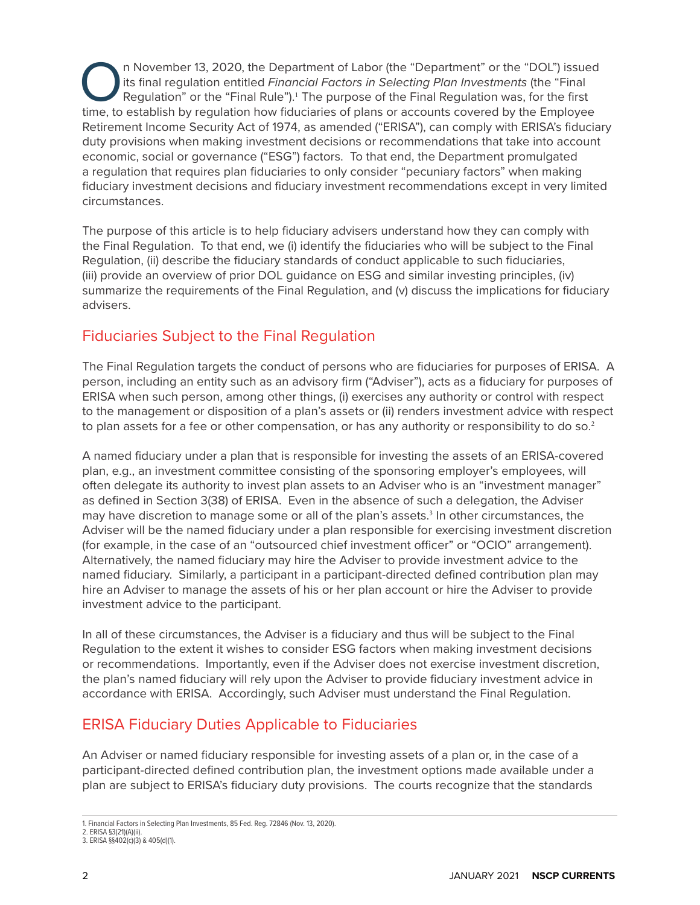On November 13, 2020, the Department of Labor (the "Department" or the "DOL") issued its final regulation entitled *Financial Factors in Selecting Plan Investments* (the "Final Regulation" or the "Final Rule").[1] The purpose of the Final Regulation was, for the first time, to establish by regulation how fiduciaries of plans or accounts covered by the Employee Retirement Income Security Act of 1974, as amended ("ERISA"), can comply with ERISA's fiduciary duty provisions when making investment decisions or recommendations that take into account economic, social or governance ("ESG") factors. To that end, the Department promulgated a regulation that requires plan fiduciaries to only consider "pecuniary factors" when making fiduciary investment decisions and fiduciary investment recommendations except in very limited circumstances.

The purpose of this article is to help fiduciary advisers understand how they can comply with the Final Regulation. To that end, we (i) identify the fiduciaries who will be subject to the Final Regulation, (ii) describe the fiduciary standards of conduct applicable to such fiduciaries, (iii) provide an overview of prior DOL guidance on ESG and similar investing principles, (iv) summarize the requirements of the Final Regulation, and (v) discuss the implications for fiduciary advisers.

## Fiduciaries Subject to the Final Regulation

The Final Regulation targets the conduct of persons who are fiduciaries for purposes of ERISA. A person, including an entity such as an advisory firm ("Adviser"), acts as a fiduciary for purposes of ERISA when such person, among other things, (i) exercises any authority or control with respect to the management or disposition of a plan's assets or (ii) renders investment advice with respect to plan assets for a fee or other compensation, or has any authority or responsibility to do so.[2]

A named fiduciary under a plan that is responsible for investing the assets of an ERISA-covered plan, e.g., an investment committee consisting of the sponsoring employer's employees, will often delegate its authority to invest plan assets to an Adviser who is an "investment manager" as defined in Section 3(38) of ERISA. Even in the absence of such a delegation, the Adviser may have discretion to manage some or all of the plan's assets.[3] In other circumstances, the Adviser will be the named fiduciary under a plan responsible for exercising investment discretion (for example, in the case of an "outsourced chief investment officer" or "OCIO" arrangement). Alternatively, the named fiduciary may hire the Adviser to provide investment advice to the named fiduciary. Similarly, a participant in a participant-directed defined contribution plan may hire an Adviser to manage the assets of his or her plan account or hire the Adviser to provide investment advice to the participant.

In all of these circumstances, the Adviser is a fiduciary and thus will be subject to the Final Regulation to the extent it wishes to consider ESG factors when making investment decisions or recommendations. Importantly, even if the Adviser does not exercise investment discretion, the plan's named fiduciary will rely upon the Adviser to provide fiduciary investment advice in accordance with ERISA. Accordingly, such Adviser must understand the Final Regulation.

## ERISA Fiduciary Duties Applicable to Fiduciaries

An Adviser or named fiduciary responsible for investing assets of a plan or, in the case of a participant-directed defined contribution plan, the investment options made available under a plan are subject to ERISA's fiduciary duty provisions. The courts recognize that the standards

1. Financial Factors in Selecting Plan Investments, 85 Fed. Reg. 72846 (Nov. 13, 2020).
2. ERISA §3(21)(A)(ii).
3. ERISA §§402(c)(3) & 405(d)(1).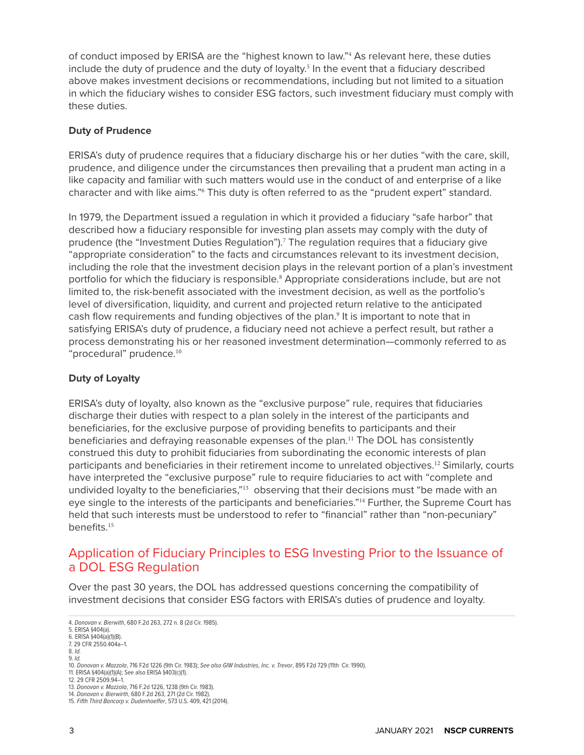of conduct imposed by ERISA are the "highest known to law."[4] As relevant here, these duties include the duty of prudence and the duty of loyalty.[5] In the event that a fiduciary described above makes investment decisions or recommendations, including but not limited to a situation in which the fiduciary wishes to consider ESG factors, such investment fiduciary must comply with these duties.

### Duty of Prudence

ERISA's duty of prudence requires that a fiduciary discharge his or her duties "with the care, skill, prudence, and diligence under the circumstances then prevailing that a prudent man acting in a like capacity and familiar with such matters would use in the conduct of and enterprise of a like character and with like aims."[6] This duty is often referred to as the "prudent expert" standard.

In 1979, the Department issued a regulation in which it provided a fiduciary "safe harbor" that described how a fiduciary responsible for investing plan assets may comply with the duty of prudence (the "Investment Duties Regulation").[7] The regulation requires that a fiduciary give "appropriate consideration" to the facts and circumstances relevant to its investment decision, including the role that the investment decision plays in the relevant portion of a plan's investment portfolio for which the fiduciary is responsible.[8] Appropriate considerations include, but are not limited to, the risk-benefit associated with the investment decision, as well as the portfolio's level of diversification, liquidity, and current and projected return relative to the anticipated cash flow requirements and funding objectives of the plan.[9] It is important to note that in satisfying ERISA's duty of prudence, a fiduciary need not achieve a perfect result, but rather a process demonstrating his or her reasoned investment determination—commonly referred to as "procedural" prudence.[10]

### Duty of Loyalty

ERISA's duty of loyalty, also known as the "exclusive purpose" rule, requires that fiduciaries discharge their duties with respect to a plan solely in the interest of the participants and beneficiaries, for the exclusive purpose of providing benefits to participants and their beneficiaries and defraying reasonable expenses of the plan.[11] The DOL has consistently construed this duty to prohibit fiduciaries from subordinating the economic interests of plan participants and beneficiaries in their retirement income to unrelated objectives.[12] Similarly, courts have interpreted the "exclusive purpose" rule to require fiduciaries to act with "complete and undivided loyalty to the beneficiaries,"[13] observing that their decisions must "be made with an eye single to the interests of the participants and beneficiaries."[14] Further, the Supreme Court has held that such interests must be understood to refer to "financial" rather than "non-pecuniary" benefits.[15]

## Application of Fiduciary Principles to ESG Investing Prior to the Issuance of a DOL ESG Regulation

Over the past 30 years, the DOL has addressed questions concerning the compatibility of investment decisions that consider ESG factors with ERISA's duties of prudence and loyalty.

---

4. *Donovan v. Bierwith*, 680 F.2d 263, 272 n. 8 (2d Cir. 1985).
5. ERISA §404(a).
6. ERISA §404(a)(1)(B).
7. 29 CFR 2550.404a–1.
8. *Id.*
9. *Id.*
10. *Donovan v. Mazzola*, 716 F2d 1226 (9th Cir. 1983); *See also GIW Industries, Inc. v. Trevor*, 895 F2d 729 (11th Cir. 1990).
11. ERISA §404(a)(1)(A); See also ERISA §403(c)(1).
12. 29 CFR 2509.94–1.
13. *Donovan v. Mazzola*, 716 F.2d 1226, 1238 (9th Cir. 1983).
14. *Donovan v. Bierwirth*, 680 F.2d 263, 271 (2d Cir. 1982).
15. *Fifth Third Bancorp v. Dudenhoeffer*, 573 U.S. 409, 421 (2014).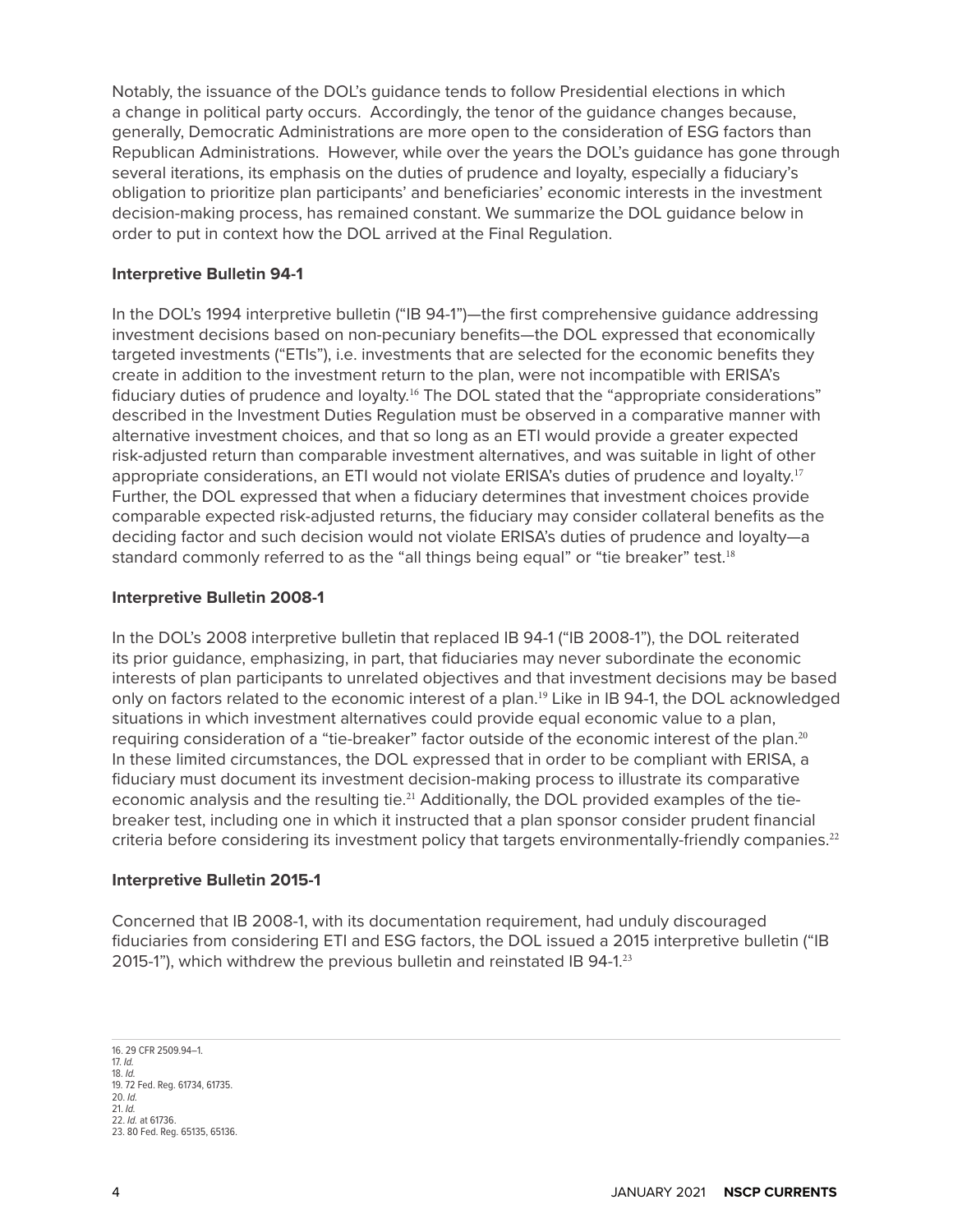Notably, the issuance of the DOL's guidance tends to follow Presidential elections in which a change in political party occurs. Accordingly, the tenor of the guidance changes because, generally, Democratic Administrations are more open to the consideration of ESG factors than Republican Administrations. However, while over the years the DOL's guidance has gone through several iterations, its emphasis on the duties of prudence and loyalty, especially a fiduciary's obligation to prioritize plan participants' and beneficiaries' economic interests in the investment decision-making process, has remained constant. We summarize the DOL guidance below in order to put in context how the DOL arrived at the Final Regulation.

**Interpretive Bulletin 94-1**

In the DOL's 1994 interpretive bulletin ("IB 94-1")—the first comprehensive guidance addressing investment decisions based on non-pecuniary benefits—the DOL expressed that economically targeted investments ("ETIs"), i.e. investments that are selected for the economic benefits they create in addition to the investment return to the plan, were not incompatible with ERISA's fiduciary duties of prudence and loyalty.[16] The DOL stated that the "appropriate considerations" described in the Investment Duties Regulation must be observed in a comparative manner with alternative investment choices, and that so long as an ETI would provide a greater expected risk-adjusted return than comparable investment alternatives, and was suitable in light of other appropriate considerations, an ETI would not violate ERISA's duties of prudence and loyalty.[17] Further, the DOL expressed that when a fiduciary determines that investment choices provide comparable expected risk-adjusted returns, the fiduciary may consider collateral benefits as the deciding factor and such decision would not violate ERISA's duties of prudence and loyalty—a standard commonly referred to as the "all things being equal" or "tie breaker" test.[18]

**Interpretive Bulletin 2008-1**

In the DOL's 2008 interpretive bulletin that replaced IB 94-1 ("IB 2008-1"), the DOL reiterated its prior guidance, emphasizing, in part, that fiduciaries may never subordinate the economic interests of plan participants to unrelated objectives and that investment decisions may be based only on factors related to the economic interest of a plan.[19] Like in IB 94-1, the DOL acknowledged situations in which investment alternatives could provide equal economic value to a plan, requiring consideration of a "tie-breaker" factor outside of the economic interest of the plan.[20] In these limited circumstances, the DOL expressed that in order to be compliant with ERISA, a fiduciary must document its investment decision-making process to illustrate its comparative economic analysis and the resulting tie.[21] Additionally, the DOL provided examples of the tie-breaker test, including one in which it instructed that a plan sponsor consider prudent financial criteria before considering its investment policy that targets environmentally-friendly companies.[22]

**Interpretive Bulletin 2015-1**

Concerned that IB 2008-1, with its documentation requirement, had unduly discouraged fiduciaries from considering ETI and ESG factors, the DOL issued a 2015 interpretive bulletin ("IB 2015-1"), which withdrew the previous bulletin and reinstated IB 94-1.[23]

---

16. 29 CFR 2509.94–1.
17. *Id.*
18. *Id.*
19. 72 Fed. Reg. 61734, 61735.
20. *Id.*
21. *Id.*
22. *Id.* at 61736.
23. 80 Fed. Reg. 65135, 65136.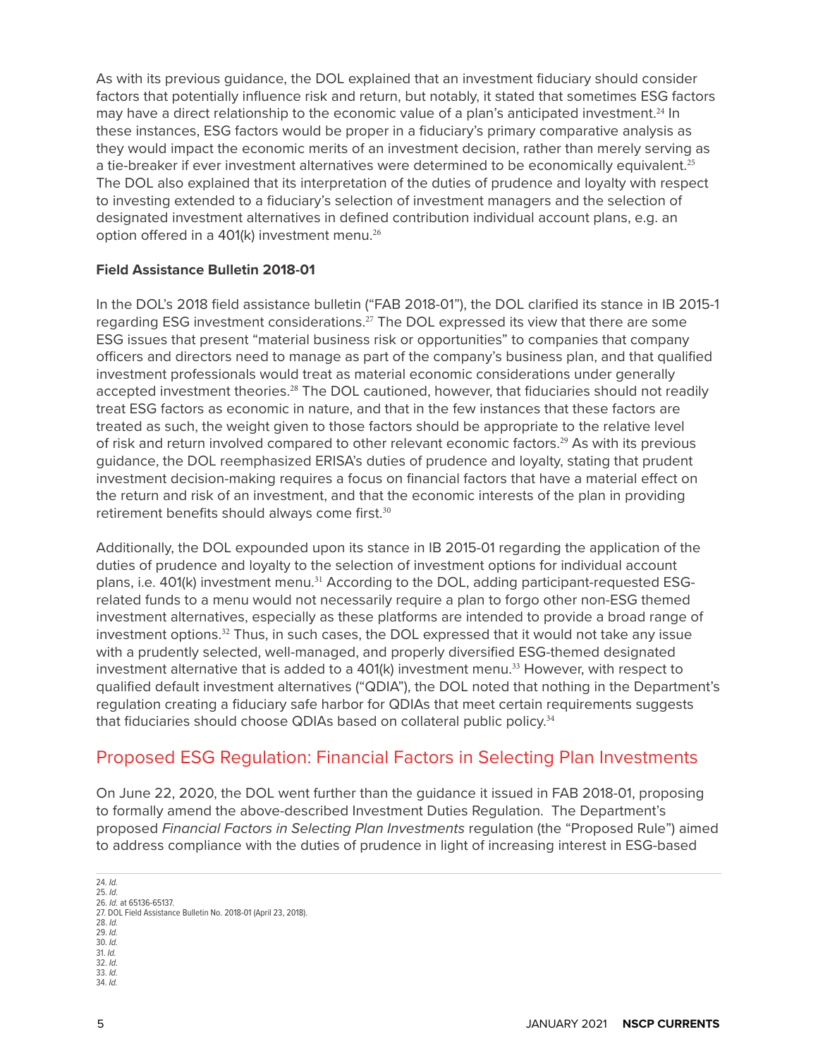As with its previous guidance, the DOL explained that an investment fiduciary should consider factors that potentially influence risk and return, but notably, it stated that sometimes ESG factors may have a direct relationship to the economic value of a plan's anticipated investment.[24] In these instances, ESG factors would be proper in a fiduciary's primary comparative analysis as they would impact the economic merits of an investment decision, rather than merely serving as a tie-breaker if ever investment alternatives were determined to be economically equivalent.[25] The DOL also explained that its interpretation of the duties of prudence and loyalty with respect to investing extended to a fiduciary's selection of investment managers and the selection of designated investment alternatives in defined contribution individual account plans, e.g. an option offered in a 401(k) investment menu.[26]

**Field Assistance Bulletin 2018-01**

In the DOL's 2018 field assistance bulletin ("FAB 2018-01"), the DOL clarified its stance in IB 2015-1 regarding ESG investment considerations.[27] The DOL expressed its view that there are some ESG issues that present "material business risk or opportunities" to companies that company officers and directors need to manage as part of the company's business plan, and that qualified investment professionals would treat as material economic considerations under generally accepted investment theories.[28] The DOL cautioned, however, that fiduciaries should not readily treat ESG factors as economic in nature, and that in the few instances that these factors are treated as such, the weight given to those factors should be appropriate to the relative level of risk and return involved compared to other relevant economic factors.[29] As with its previous guidance, the DOL reemphasized ERISA's duties of prudence and loyalty, stating that prudent investment decision-making requires a focus on financial factors that have a material effect on the return and risk of an investment, and that the economic interests of the plan in providing retirement benefits should always come first.[30]

Additionally, the DOL expounded upon its stance in IB 2015-01 regarding the application of the duties of prudence and loyalty to the selection of investment options for individual account plans, i.e. 401(k) investment menu.[31] According to the DOL, adding participant-requested ESG-related funds to a menu would not necessarily require a plan to forgo other non-ESG themed investment alternatives, especially as these platforms are intended to provide a broad range of investment options.[32] Thus, in such cases, the DOL expressed that it would not take any issue with a prudently selected, well-managed, and properly diversified ESG-themed designated investment alternative that is added to a 401(k) investment menu.[33] However, with respect to qualified default investment alternatives ("QDIA"), the DOL noted that nothing in the Department's regulation creating a fiduciary safe harbor for QDIAs that meet certain requirements suggests that fiduciaries should choose QDIAs based on collateral public policy.[34]

## Proposed ESG Regulation: Financial Factors in Selecting Plan Investments

On June 22, 2020, the DOL went further than the guidance it issued in FAB 2018-01, proposing to formally amend the above-described Investment Duties Regulation. The Department's proposed *Financial Factors in Selecting Plan Investments* regulation (the "Proposed Rule") aimed to address compliance with the duties of prudence in light of increasing interest in ESG-based

24. *Id.*
25. *Id.*
26. *Id.* at 65136-65137.
27. DOL Field Assistance Bulletin No. 2018-01 (April 23, 2018).
28. *Id.*
29. *Id.*
30. *Id.*
31. *Id.*
32. *Id.*
33. *Id.*
34. *Id.*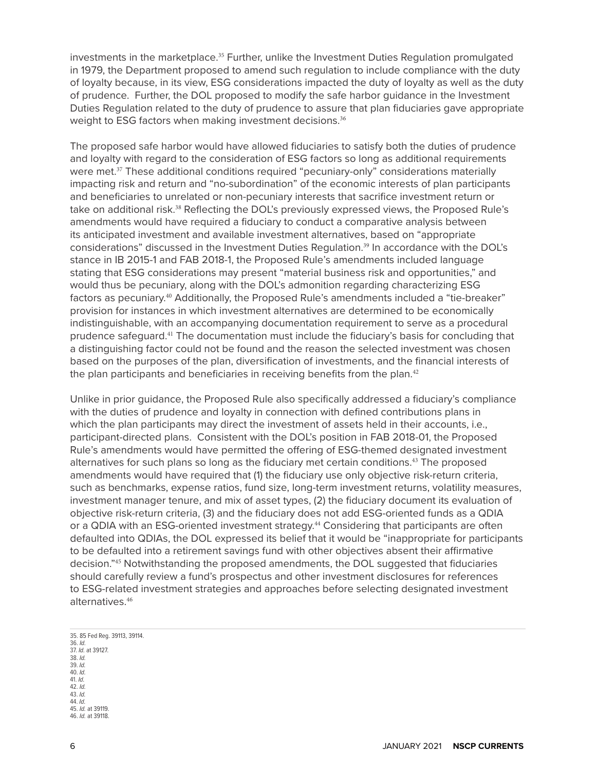investments in the marketplace.[35] Further, unlike the Investment Duties Regulation promulgated in 1979, the Department proposed to amend such regulation to include compliance with the duty of loyalty because, in its view, ESG considerations impacted the duty of loyalty as well as the duty of prudence. Further, the DOL proposed to modify the safe harbor guidance in the Investment Duties Regulation related to the duty of prudence to assure that plan fiduciaries gave appropriate weight to ESG factors when making investment decisions.[36]

The proposed safe harbor would have allowed fiduciaries to satisfy both the duties of prudence and loyalty with regard to the consideration of ESG factors so long as additional requirements were met.[37] These additional conditions required "pecuniary-only" considerations materially impacting risk and return and "no-subordination" of the economic interests of plan participants and beneficiaries to unrelated or non-pecuniary interests that sacrifice investment return or take on additional risk.[38] Reflecting the DOL's previously expressed views, the Proposed Rule's amendments would have required a fiduciary to conduct a comparative analysis between its anticipated investment and available investment alternatives, based on "appropriate considerations" discussed in the Investment Duties Regulation.[39] In accordance with the DOL's stance in IB 2015-1 and FAB 2018-1, the Proposed Rule's amendments included language stating that ESG considerations may present "material business risk and opportunities," and would thus be pecuniary, along with the DOL's admonition regarding characterizing ESG factors as pecuniary.[40] Additionally, the Proposed Rule's amendments included a "tie-breaker" provision for instances in which investment alternatives are determined to be economically indistinguishable, with an accompanying documentation requirement to serve as a procedural prudence safeguard.[41] The documentation must include the fiduciary's basis for concluding that a distinguishing factor could not be found and the reason the selected investment was chosen based on the purposes of the plan, diversification of investments, and the financial interests of the plan participants and beneficiaries in receiving benefits from the plan.[42]

Unlike in prior guidance, the Proposed Rule also specifically addressed a fiduciary's compliance with the duties of prudence and loyalty in connection with defined contributions plans in which the plan participants may direct the investment of assets held in their accounts, i.e., participant-directed plans. Consistent with the DOL's position in FAB 2018-01, the Proposed Rule's amendments would have permitted the offering of ESG-themed designated investment alternatives for such plans so long as the fiduciary met certain conditions.[43] The proposed amendments would have required that (1) the fiduciary use only objective risk-return criteria, such as benchmarks, expense ratios, fund size, long-term investment returns, volatility measures, investment manager tenure, and mix of asset types, (2) the fiduciary document its evaluation of objective risk-return criteria, (3) and the fiduciary does not add ESG-oriented funds as a QDIA or a QDIA with an ESG-oriented investment strategy.[44] Considering that participants are often defaulted into QDIAs, the DOL expressed its belief that it would be "inappropriate for participants to be defaulted into a retirement savings fund with other objectives absent their affirmative decision."[45] Notwithstanding the proposed amendments, the DOL suggested that fiduciaries should carefully review a fund's prospectus and other investment disclosures for references to ESG-related investment strategies and approaches before selecting designated investment alternatives.[46]

---

35. 85 Fed Reg. 39113, 39114.
36. *Id.*
37. *Id.* at 39127.
38. *Id.*
39. *Id.*
40. *Id.*
41. *Id.*
42. *Id.*
43. *Id.*
44. *Id.*
45. *Id.* at 39119.
46. *Id.* at 39118.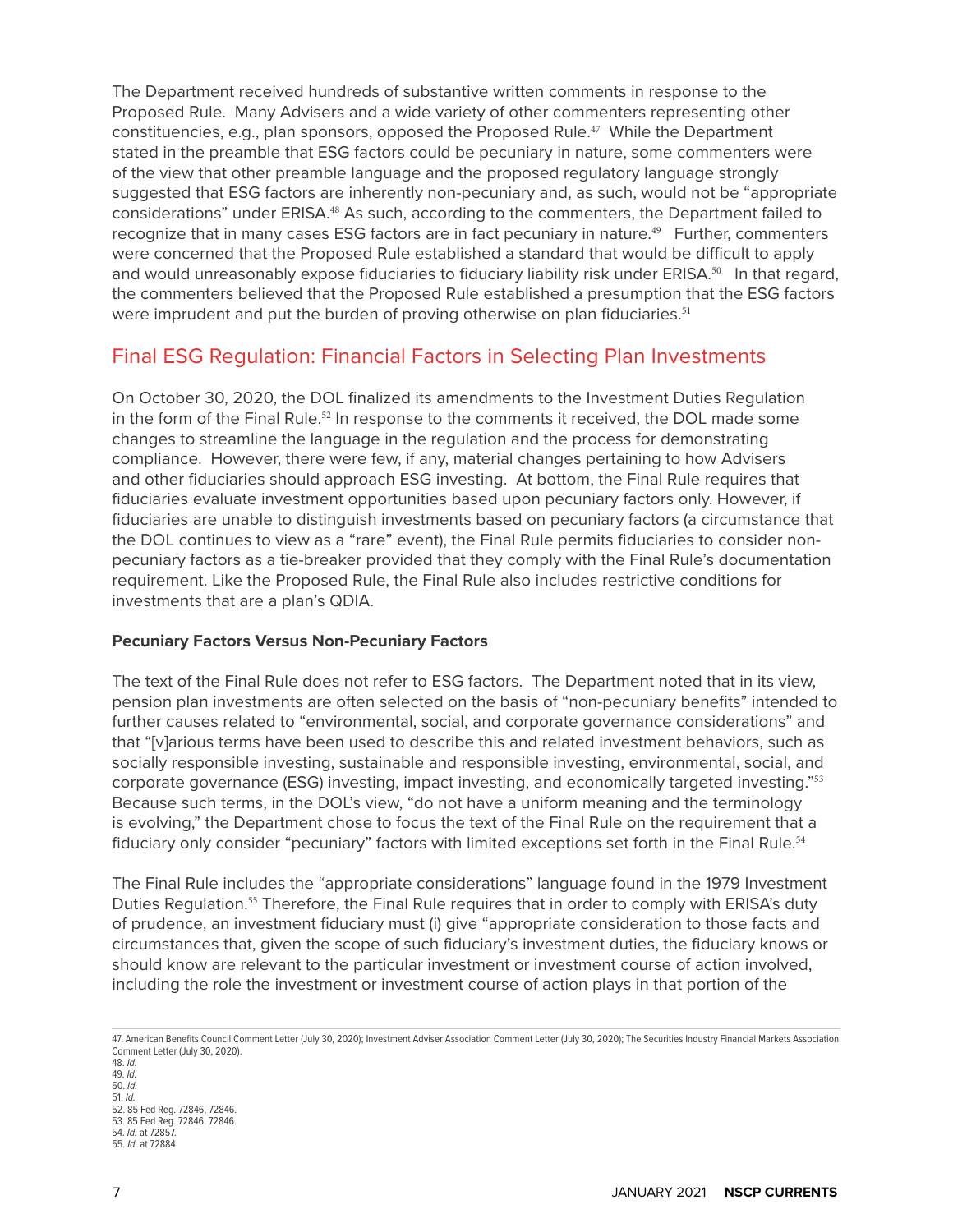The Department received hundreds of substantive written comments in response to the Proposed Rule. Many Advisers and a wide variety of other commenters representing other constituencies, e.g., plan sponsors, opposed the Proposed Rule.[47] While the Department stated in the preamble that ESG factors could be pecuniary in nature, some commenters were of the view that other preamble language and the proposed regulatory language strongly suggested that ESG factors are inherently non-pecuniary and, as such, would not be "appropriate considerations" under ERISA.[48] As such, according to the commenters, the Department failed to recognize that in many cases ESG factors are in fact pecuniary in nature.[49] Further, commenters were concerned that the Proposed Rule established a standard that would be difficult to apply and would unreasonably expose fiduciaries to fiduciary liability risk under ERISA.[50] In that regard, the commenters believed that the Proposed Rule established a presumption that the ESG factors were imprudent and put the burden of proving otherwise on plan fiduciaries.[51]

## Final ESG Regulation: Financial Factors in Selecting Plan Investments

On October 30, 2020, the DOL finalized its amendments to the Investment Duties Regulation in the form of the Final Rule.[52] In response to the comments it received, the DOL made some changes to streamline the language in the regulation and the process for demonstrating compliance. However, there were few, if any, material changes pertaining to how Advisers and other fiduciaries should approach ESG investing. At bottom, the Final Rule requires that fiduciaries evaluate investment opportunities based upon pecuniary factors only. However, if fiduciaries are unable to distinguish investments based on pecuniary factors (a circumstance that the DOL continues to view as a "rare" event), the Final Rule permits fiduciaries to consider non-pecuniary factors as a tie-breaker provided that they comply with the Final Rule's documentation requirement. Like the Proposed Rule, the Final Rule also includes restrictive conditions for investments that are a plan's QDIA.

### Pecuniary Factors Versus Non-Pecuniary Factors

The text of the Final Rule does not refer to ESG factors. The Department noted that in its view, pension plan investments are often selected on the basis of "non-pecuniary benefits" intended to further causes related to "environmental, social, and corporate governance considerations" and that "[v]arious terms have been used to describe this and related investment behaviors, such as socially responsible investing, sustainable and responsible investing, environmental, social, and corporate governance (ESG) investing, impact investing, and economically targeted investing."[53] Because such terms, in the DOL's view, "do not have a uniform meaning and the terminology is evolving," the Department chose to focus the text of the Final Rule on the requirement that a fiduciary only consider "pecuniary" factors with limited exceptions set forth in the Final Rule.[54]

The Final Rule includes the "appropriate considerations" language found in the 1979 Investment Duties Regulation.[55] Therefore, the Final Rule requires that in order to comply with ERISA's duty of prudence, an investment fiduciary must (i) give "appropriate consideration to those facts and circumstances that, given the scope of such fiduciary's investment duties, the fiduciary knows or should know are relevant to the particular investment or investment course of action involved, including the role the investment or investment course of action plays in that portion of the

---

47. American Benefits Council Comment Letter (July 30, 2020); Investment Adviser Association Comment Letter (July 30, 2020); The Securities Industry Financial Markets Association Comment Letter (July 30, 2020).
48. *Id.*
49. *Id.*
50. *Id.*
51. *Id.*
52. 85 Fed Reg. 72846, 72846.
53. 85 Fed Reg. 72846, 72846.
54. *Id.* at 72857.
55. *Id*. at 72884.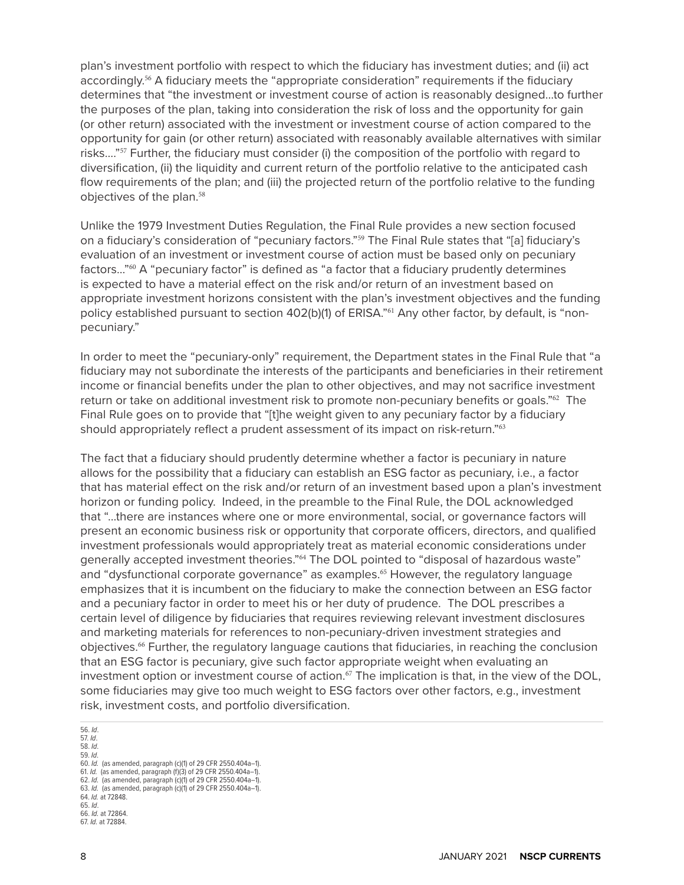plan's investment portfolio with respect to which the fiduciary has investment duties; and (ii) act accordingly.[56] A fiduciary meets the "appropriate consideration" requirements if the fiduciary determines that "the investment or investment course of action is reasonably designed…to further the purposes of the plan, taking into consideration the risk of loss and the opportunity for gain (or other return) associated with the investment or investment course of action compared to the opportunity for gain (or other return) associated with reasonably available alternatives with similar risks…."[57] Further, the fiduciary must consider (i) the composition of the portfolio with regard to diversification, (ii) the liquidity and current return of the portfolio relative to the anticipated cash flow requirements of the plan; and (iii) the projected return of the portfolio relative to the funding objectives of the plan.[58]

Unlike the 1979 Investment Duties Regulation, the Final Rule provides a new section focused on a fiduciary's consideration of "pecuniary factors."[59] The Final Rule states that "[a] fiduciary's evaluation of an investment or investment course of action must be based only on pecuniary factors…"[60] A "pecuniary factor" is defined as "a factor that a fiduciary prudently determines is expected to have a material effect on the risk and/or return of an investment based on appropriate investment horizons consistent with the plan's investment objectives and the funding policy established pursuant to section 402(b)(1) of ERISA."[61] Any other factor, by default, is "non-pecuniary."

In order to meet the "pecuniary-only" requirement, the Department states in the Final Rule that "a fiduciary may not subordinate the interests of the participants and beneficiaries in their retirement income or financial benefits under the plan to other objectives, and may not sacrifice investment return or take on additional investment risk to promote non-pecuniary benefits or goals."[62] The Final Rule goes on to provide that "[t]he weight given to any pecuniary factor by a fiduciary should appropriately reflect a prudent assessment of its impact on risk-return."[63]

The fact that a fiduciary should prudently determine whether a factor is pecuniary in nature allows for the possibility that a fiduciary can establish an ESG factor as pecuniary, i.e., a factor that has material effect on the risk and/or return of an investment based upon a plan's investment horizon or funding policy. Indeed, in the preamble to the Final Rule, the DOL acknowledged that "…there are instances where one or more environmental, social, or governance factors will present an economic business risk or opportunity that corporate officers, directors, and qualified investment professionals would appropriately treat as material economic considerations under generally accepted investment theories."[64] The DOL pointed to "disposal of hazardous waste" and "dysfunctional corporate governance" as examples.[65] However, the regulatory language emphasizes that it is incumbent on the fiduciary to make the connection between an ESG factor and a pecuniary factor in order to meet his or her duty of prudence. The DOL prescribes a certain level of diligence by fiduciaries that requires reviewing relevant investment disclosures and marketing materials for references to non-pecuniary-driven investment strategies and objectives.[66] Further, the regulatory language cautions that fiduciaries, in reaching the conclusion that an ESG factor is pecuniary, give such factor appropriate weight when evaluating an investment option or investment course of action.[67] The implication is that, in the view of the DOL, some fiduciaries may give too much weight to ESG factors over other factors, e.g., investment risk, investment costs, and portfolio diversification.

---

56. *Id*.
57. *Id*.
58. *Id*.
59. *Id*.
60. *Id.* (as amended, paragraph (c)(1) of 29 CFR 2550.404a–1).
61. *Id.* (as amended, paragraph (f)(3) of 29 CFR 2550.404a–1).
62. *Id.* (as amended, paragraph (c)(1) of 29 CFR 2550.404a–1).
63. *Id.* (as amended, paragraph (c)(1) of 29 CFR 2550.404a–1).
64. *Id.* at 72848.
65. *Id*.
66. *Id.* at 72864.
67. *Id.* at 72884.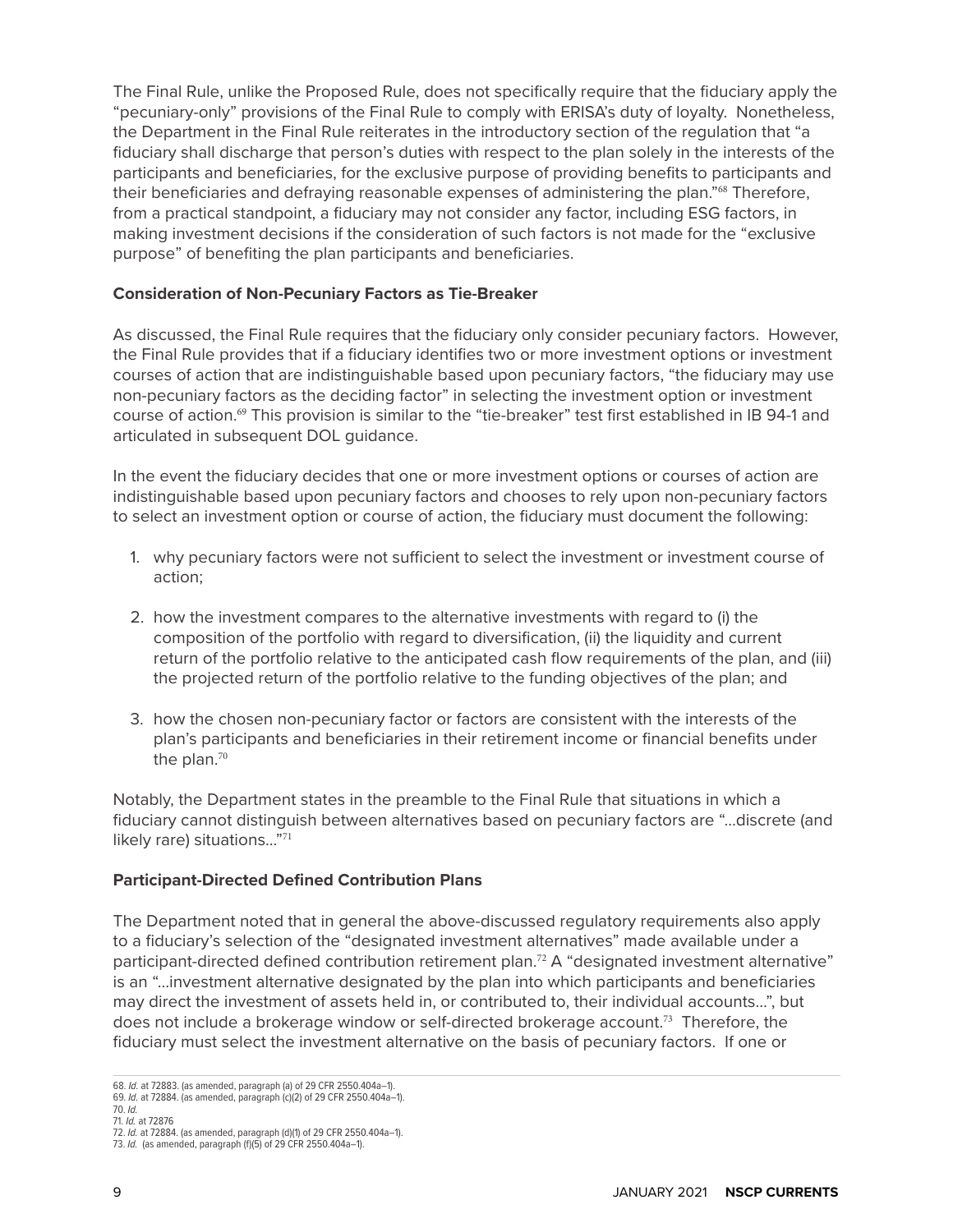The Final Rule, unlike the Proposed Rule, does not specifically require that the fiduciary apply the "pecuniary-only" provisions of the Final Rule to comply with ERISA's duty of loyalty. Nonetheless, the Department in the Final Rule reiterates in the introductory section of the regulation that "a fiduciary shall discharge that person's duties with respect to the plan solely in the interests of the participants and beneficiaries, for the exclusive purpose of providing benefits to participants and their beneficiaries and defraying reasonable expenses of administering the plan."[68] Therefore, from a practical standpoint, a fiduciary may not consider any factor, including ESG factors, in making investment decisions if the consideration of such factors is not made for the "exclusive purpose" of benefiting the plan participants and beneficiaries.

**Consideration of Non-Pecuniary Factors as Tie-Breaker**

As discussed, the Final Rule requires that the fiduciary only consider pecuniary factors. However, the Final Rule provides that if a fiduciary identifies two or more investment options or investment courses of action that are indistinguishable based upon pecuniary factors, "the fiduciary may use non-pecuniary factors as the deciding factor" in selecting the investment option or investment course of action.[69] This provision is similar to the "tie-breaker" test first established in IB 94-1 and articulated in subsequent DOL guidance.

In the event the fiduciary decides that one or more investment options or courses of action are indistinguishable based upon pecuniary factors and chooses to rely upon non-pecuniary factors to select an investment option or course of action, the fiduciary must document the following:

1. why pecuniary factors were not sufficient to select the investment or investment course of action;

2. how the investment compares to the alternative investments with regard to (i) the composition of the portfolio with regard to diversification, (ii) the liquidity and current return of the portfolio relative to the anticipated cash flow requirements of the plan, and (iii) the projected return of the portfolio relative to the funding objectives of the plan; and

3. how the chosen non-pecuniary factor or factors are consistent with the interests of the plan's participants and beneficiaries in their retirement income or financial benefits under the plan.[70]

Notably, the Department states in the preamble to the Final Rule that situations in which a fiduciary cannot distinguish between alternatives based on pecuniary factors are "…discrete (and likely rare) situations…"[71]

**Participant-Directed Defined Contribution Plans**

The Department noted that in general the above-discussed regulatory requirements also apply to a fiduciary's selection of the "designated investment alternatives" made available under a participant-directed defined contribution retirement plan.[72] A "designated investment alternative" is an "…investment alternative designated by the plan into which participants and beneficiaries may direct the investment of assets held in, or contributed to, their individual accounts…", but does not include a brokerage window or self-directed brokerage account.[73] Therefore, the fiduciary must select the investment alternative on the basis of pecuniary factors. If one or

68. *Id.* at 72883. (as amended, paragraph (a) of 29 CFR 2550.404a–1).
69. *Id.* at 72884. (as amended, paragraph (c)(2) of 29 CFR 2550.404a–1).
70. *Id.*
71. *Id.* at 72876
72. *Id.* at 72884. (as amended, paragraph (d)(1) of 29 CFR 2550.404a–1).
73. *Id.* (as amended, paragraph (f)(5) of 29 CFR 2550.404a–1).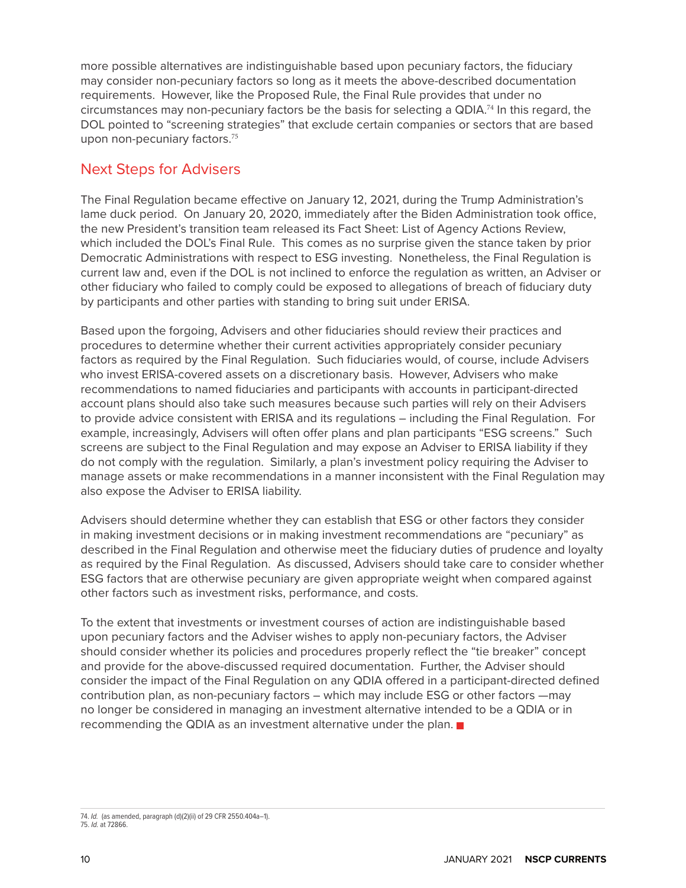more possible alternatives are indistinguishable based upon pecuniary factors, the fiduciary may consider non-pecuniary factors so long as it meets the above-described documentation requirements. However, like the Proposed Rule, the Final Rule provides that under no circumstances may non-pecuniary factors be the basis for selecting a QDIA.[74] In this regard, the DOL pointed to "screening strategies" that exclude certain companies or sectors that are based upon non-pecuniary factors.[75]

## Next Steps for Advisers

The Final Regulation became effective on January 12, 2021, during the Trump Administration's lame duck period. On January 20, 2020, immediately after the Biden Administration took office, the new President's transition team released its Fact Sheet: List of Agency Actions Review, which included the DOL's Final Rule. This comes as no surprise given the stance taken by prior Democratic Administrations with respect to ESG investing. Nonetheless, the Final Regulation is current law and, even if the DOL is not inclined to enforce the regulation as written, an Adviser or other fiduciary who failed to comply could be exposed to allegations of breach of fiduciary duty by participants and other parties with standing to bring suit under ERISA.

Based upon the forgoing, Advisers and other fiduciaries should review their practices and procedures to determine whether their current activities appropriately consider pecuniary factors as required by the Final Regulation. Such fiduciaries would, of course, include Advisers who invest ERISA-covered assets on a discretionary basis. However, Advisers who make recommendations to named fiduciaries and participants with accounts in participant-directed account plans should also take such measures because such parties will rely on their Advisers to provide advice consistent with ERISA and its regulations – including the Final Regulation. For example, increasingly, Advisers will often offer plans and plan participants "ESG screens." Such screens are subject to the Final Regulation and may expose an Adviser to ERISA liability if they do not comply with the regulation. Similarly, a plan's investment policy requiring the Adviser to manage assets or make recommendations in a manner inconsistent with the Final Regulation may also expose the Adviser to ERISA liability.

Advisers should determine whether they can establish that ESG or other factors they consider in making investment decisions or in making investment recommendations are "pecuniary" as described in the Final Regulation and otherwise meet the fiduciary duties of prudence and loyalty as required by the Final Regulation. As discussed, Advisers should take care to consider whether ESG factors that are otherwise pecuniary are given appropriate weight when compared against other factors such as investment risks, performance, and costs.

To the extent that investments or investment courses of action are indistinguishable based upon pecuniary factors and the Adviser wishes to apply non-pecuniary factors, the Adviser should consider whether its policies and procedures properly reflect the "tie breaker" concept and provide for the above-discussed required documentation. Further, the Adviser should consider the impact of the Final Regulation on any QDIA offered in a participant-directed defined contribution plan, as non-pecuniary factors – which may include ESG or other factors —may no longer be considered in managing an investment alternative intended to be a QDIA or in recommending the QDIA as an investment alternative under the plan.

---

74. *Id.* (as amended, paragraph (d)(2)(ii) of 29 CFR 2550.404a–1).
75. *Id.* at 72866.